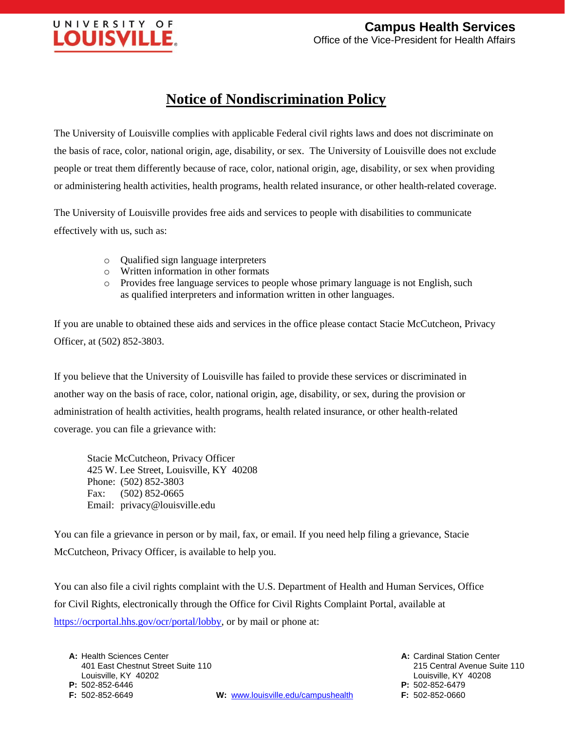**UNIVERSITY OF LOUISVILLE**

**Campus Health Services**
Office of the Vice-President for Health Affairs

# Notice of Nondiscrimination Policy

The University of Louisville complies with applicable Federal civil rights laws and does not discriminate on the basis of race, color, national origin, age, disability, or sex. The University of Louisville does not exclude people or treat them differently because of race, color, national origin, age, disability, or sex when providing or administering health activities, health programs, health related insurance, or other health-related coverage.

The University of Louisville provides free aids and services to people with disabilities to communicate effectively with us, such as:

- Qualified sign language interpreters
- Written information in other formats
- Provides free language services to people whose primary language is not English, such as qualified interpreters and information written in other languages.

If you are unable to obtained these aids and services in the office please contact Stacie McCutcheon, Privacy Officer, at (502) 852-3803.

If you believe that the University of Louisville has failed to provide these services or discriminated in another way on the basis of race, color, national origin, age, disability, or sex, during the provision or administration of health activities, health programs, health related insurance, or other health-related coverage. you can file a grievance with:

Stacie McCutcheon, Privacy Officer
425 W. Lee Street, Louisville, KY 40208
Phone: (502) 852-3803
Fax: (502) 852-0665
Email: privacy@louisville.edu

You can file a grievance in person or by mail, fax, or email. If you need help filing a grievance, Stacie McCutcheon, Privacy Officer, is available to help you.

You can also file a civil rights complaint with the U.S. Department of Health and Human Services, Office for Civil Rights, electronically through the Office for Civil Rights Complaint Portal, available at https://ocrportal.hhs.gov/ocr/portal/lobby, or by mail or phone at:

**A:** Health Sciences Center
401 East Chestnut Street Suite 110
Louisville, KY 40202
**P:** 502-852-6446
**F:** 502-852-6649

**W:** www.louisville.edu/campushealth

**A:** Cardinal Station Center
215 Central Avenue Suite 110
Louisville, KY 40208
**P:** 502-852-6479
**F:** 502-852-0660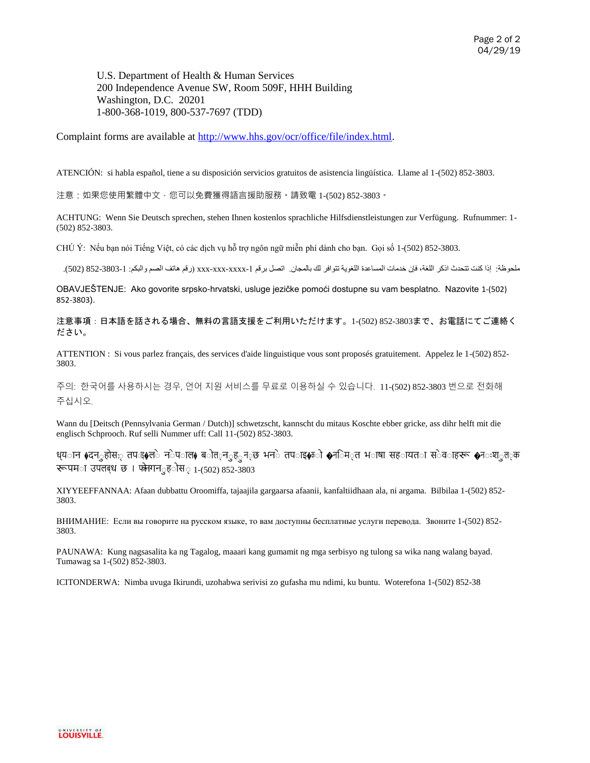U.S. Department of Health & Human Services
200 Independence Avenue SW, Room 509F, HHH Building
Washington, D.C. 20201
1-800-368-1019, 800-537-7697 (TDD)

Complaint forms are available at http://www.hhs.gov/ocr/office/file/index.html.

ATENCIÓN: si habla español, tiene a su disposición servicios gratuitos de asistencia lingüística. Llame al 1-(502) 852-3803.

注意：如果您使用繁體中文，您可以免費獲得語言援助服務。請致電 1-(502) 852-3803。

ACHTUNG: Wenn Sie Deutsch sprechen, stehen Ihnen kostenlos sprachliche Hilfsdienstleistungen zur Verfügung. Rufnummer: 1-(502) 852-3803.

CHÚ Ý: Nếu bạn nói Tiếng Việt, có các dịch vụ hỗ trợ ngôn ngữ miễn phí dành cho bạn. Gọi số 1-(502) 852-3803.

ملحوظة: إذا كنت تتحدث اذكر اللغة، فإن خدمات المساعدة اللغوية تتوافر لك بالمجان. اتصل برقم 1-xxxx-xxx-xxx (رقم هاتف الصم والبكم: 1-3803-852 (502).

OBAVJEŠTENJE: Ako govorite srpsko-hrvatski, usluge jezičke pomoći dostupne su vam besplatno. Nazovite 1-(502) 852-3803).

注意事項：日本語を話される場合、無料の言語支援をご利用いただけます。1-(502) 852-3803まで、お電話にてご連絡ください。

ATTENTION : Si vous parlez français, des services d'aide linguistique vous sont proposés gratuitement. Appelez le 1-(502) 852-3803.

주의: 한국어를 사용하시는 경우, 언어 지원 서비스를 무료로 이용하실 수 있습니다. 11-(502) 852-3803 번으로 전화해 주십시오.

Wann du [Deitsch (Pennsylvania German / Dutch)] schwetzscht, kannscht du mitaus Koschte ebber gricke, ass dihr helft mit die englisch Schprooch. Ruf selli Nummer uff: Call 11-(502) 852-3803.

ध्यान दिनुहोस्: तपाईंले नेपाली बोल्नुहुन्छ भने तपाईंको निम्ति भाषा सहायता सेवाहरू निःशुल्क रूपमा उपलब्ध छ । फोन गर्नुहोस् 1-(502) 852-3803

XIYYEEFFANNAA: Afaan dubbattu Oroomiffa, tajaajila gargaarsa afaanii, kanfaltiidhaan ala, ni argama. Bilbilaa 1-(502) 852-3803.

ВНИМАНИЕ: Если вы говорите на русском языке, то вам доступны бесплатные услуги перевода. Звоните 1-(502) 852-3803.

PAUNAWA: Kung nagsasalita ka ng Tagalog, maaari kang gumamit ng mga serbisyo ng tulong sa wika nang walang bayad. Tumawag sa 1-(502) 852-3803.

ICITONDERWA: Nimba uvuga Ikirundi, uzohabwa serivisi zo gufasha mu ndimi, ku buntu. Woterefona 1-(502) 852-38